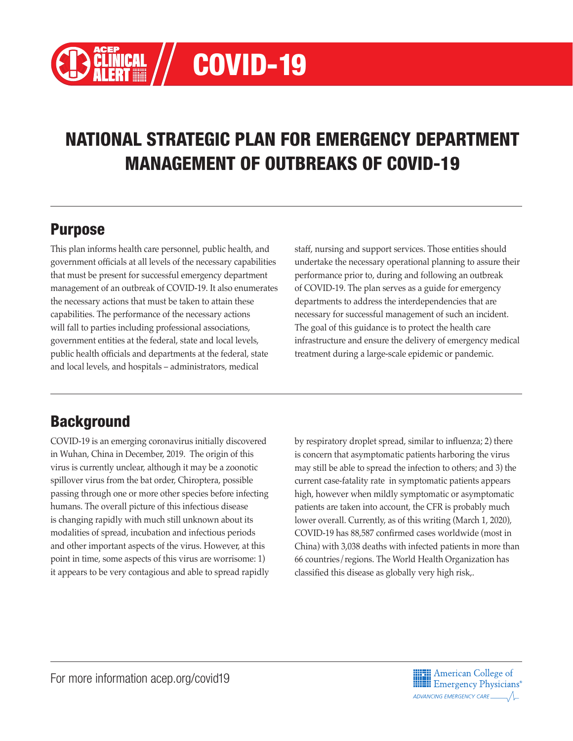# COVID-19

# NATIONAL STRATEGIC PLAN FOR EMERGENCY DEPARTMENT MANAGEMENT OF OUTBREAKS OF COVID-19

## Purpose

This plan informs health care personnel, public health, and government officials at all levels of the necessary capabilities that must be present for successful emergency department management of an outbreak of COVID-19. It also enumerates the necessary actions that must be taken to attain these capabilities. The performance of the necessary actions will fall to parties including professional associations, government entities at the federal, state and local levels, public health officials and departments at the federal, state and local levels, and hospitals – administrators, medical staff, nursing and support services. Those entities should undertake the necessary operational planning to assure their performance prior to, during and following an outbreak of COVID-19. The plan serves as a guide for emergency departments to address the interdependencies that are necessary for successful management of such an incident. The goal of this guidance is to protect the health care infrastructure and ensure the delivery of emergency medical treatment during a large-scale epidemic or pandemic.

## Background

COVID-19 is an emerging coronavirus initially discovered in Wuhan, China in December, 2019. The origin of this virus is currently unclear, although it may be a zoonotic spillover virus from the bat order, Chiroptera, possible passing through one or more other species before infecting humans. The overall picture of this infectious disease is changing rapidly with much still unknown about its modalities of spread, incubation and infectious periods and other important aspects of the virus. However, at this point in time, some aspects of this virus are worrisome: 1) it appears to be very contagious and able to spread rapidly by respiratory droplet spread, similar to influenza; 2) there is concern that asymptomatic patients harboring the virus may still be able to spread the infection to others; and 3) the current case-fatality rate in symptomatic patients appears high, however when mildly symptomatic or asymptomatic patients are taken into account, the CFR is probably much lower overall. Currently, as of this writing (March 1, 2020), COVID-19 has 88,587 confirmed cases worldwide (most in China) with 3,038 deaths with infected patients in more than 66 countries/regions. The World Health Organization has classified this disease as globally very high risk,.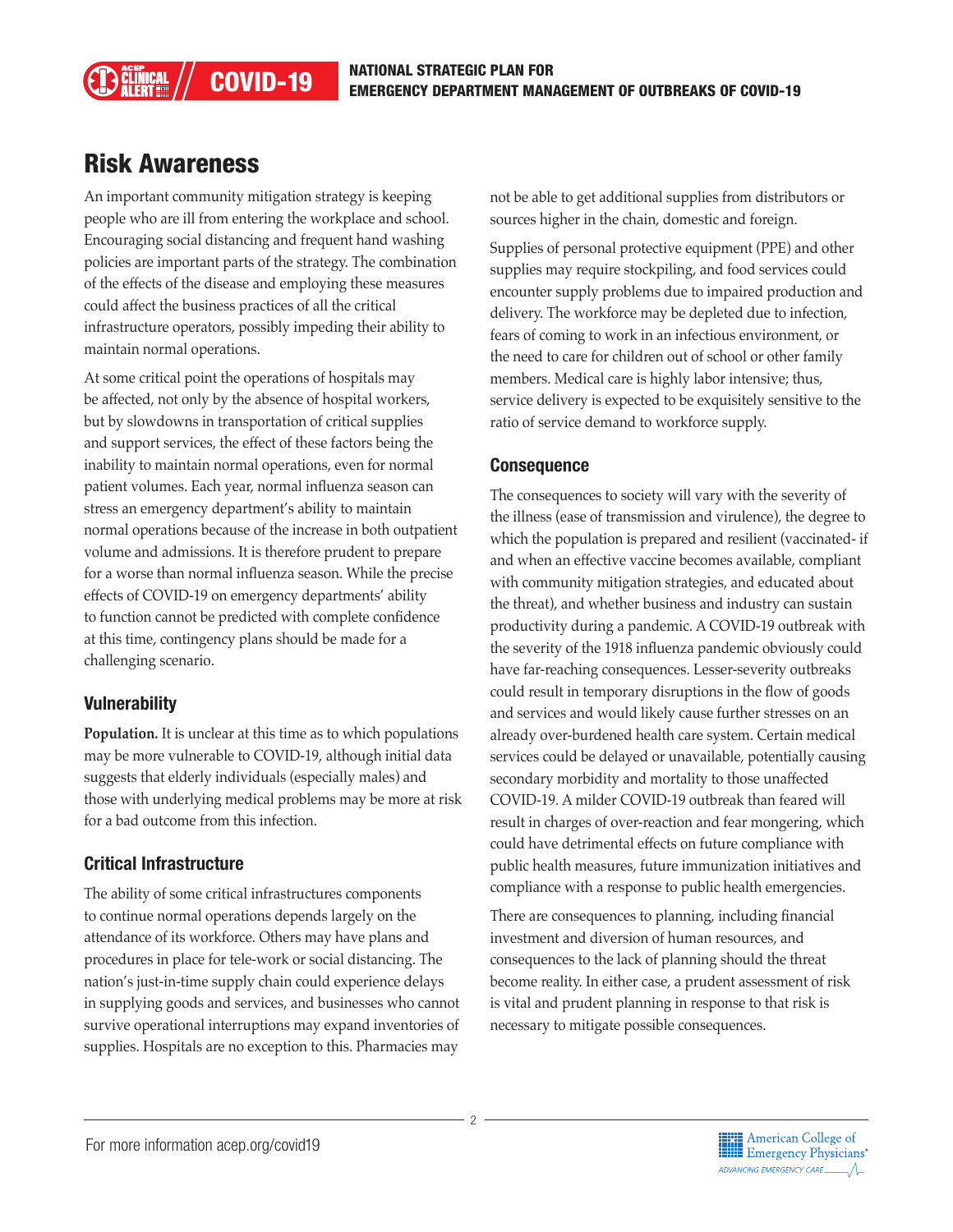# Risk Awareness

An important community mitigation strategy is keeping people who are ill from entering the workplace and school. Encouraging social distancing and frequent hand washing policies are important parts of the strategy. The combination of the effects of the disease and employing these measures could affect the business practices of all the critical infrastructure operators, possibly impeding their ability to maintain normal operations.

At some critical point the operations of hospitals may be affected, not only by the absence of hospital workers, but by slowdowns in transportation of critical supplies and support services, the effect of these factors being the inability to maintain normal operations, even for normal patient volumes. Each year, normal influenza season can stress an emergency department's ability to maintain normal operations because of the increase in both outpatient volume and admissions. It is therefore prudent to prepare for a worse than normal influenza season. While the precise effects of COVID-19 on emergency departments' ability to function cannot be predicted with complete confidence at this time, contingency plans should be made for a challenging scenario.

## Vulnerability

**Population.** It is unclear at this time as to which populations may be more vulnerable to COVID-19, although initial data suggests that elderly individuals (especially males) and those with underlying medical problems may be more at risk for a bad outcome from this infection.

## Critical Infrastructure

The ability of some critical infrastructures components to continue normal operations depends largely on the attendance of its workforce. Others may have plans and procedures in place for tele-work or social distancing. The nation's just-in-time supply chain could experience delays in supplying goods and services, and businesses who cannot survive operational interruptions may expand inventories of supplies. Hospitals are no exception to this. Pharmacies may not be able to get additional supplies from distributors or sources higher in the chain, domestic and foreign.

Supplies of personal protective equipment (PPE) and other supplies may require stockpiling, and food services could encounter supply problems due to impaired production and delivery. The workforce may be depleted due to infection, fears of coming to work in an infectious environment, or the need to care for children out of school or other family members. Medical care is highly labor intensive; thus, service delivery is expected to be exquisitely sensitive to the ratio of service demand to workforce supply.

## Consequence

The consequences to society will vary with the severity of the illness (ease of transmission and virulence), the degree to which the population is prepared and resilient (vaccinated- if and when an effective vaccine becomes available, compliant with community mitigation strategies, and educated about the threat), and whether business and industry can sustain productivity during a pandemic. A COVID-19 outbreak with the severity of the 1918 influenza pandemic obviously could have far-reaching consequences. Lesser-severity outbreaks could result in temporary disruptions in the flow of goods and services and would likely cause further stresses on an already over-burdened health care system. Certain medical services could be delayed or unavailable, potentially causing secondary morbidity and mortality to those unaffected COVID-19. A milder COVID-19 outbreak than feared will result in charges of over-reaction and fear mongering, which could have detrimental effects on future compliance with public health measures, future immunization initiatives and compliance with a response to public health emergencies.

There are consequences to planning, including financial investment and diversion of human resources, and consequences to the lack of planning should the threat become reality. In either case, a prudent assessment of risk is vital and prudent planning in response to that risk is necessary to mitigate possible consequences.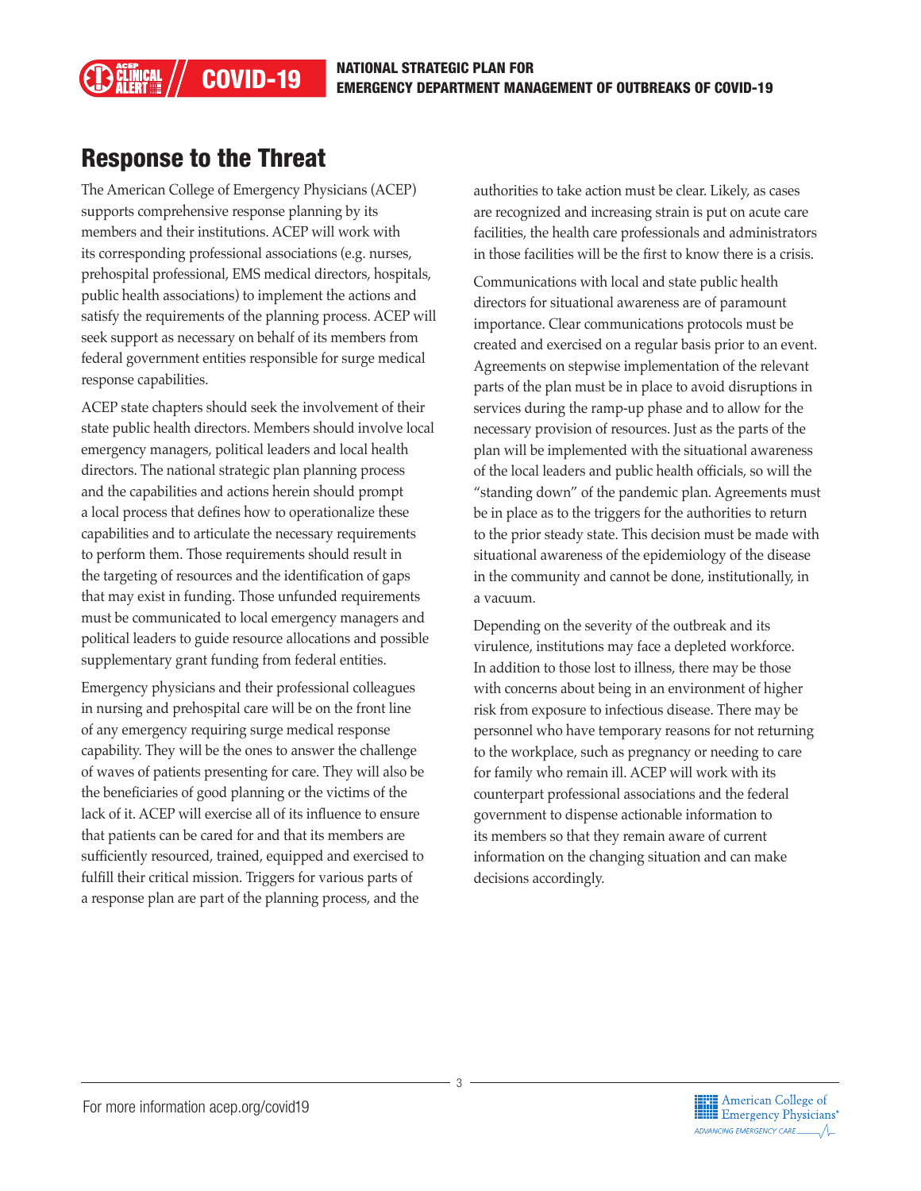## Response to the Threat

The American College of Emergency Physicians (ACEP) supports comprehensive response planning by its members and their institutions. ACEP will work with its corresponding professional associations (e.g. nurses, prehospital professional, EMS medical directors, hospitals, public health associations) to implement the actions and satisfy the requirements of the planning process. ACEP will seek support as necessary on behalf of its members from federal government entities responsible for surge medical response capabilities.

ACEP state chapters should seek the involvement of their state public health directors. Members should involve local emergency managers, political leaders and local health directors. The national strategic plan planning process and the capabilities and actions herein should prompt a local process that defines how to operationalize these capabilities and to articulate the necessary requirements to perform them. Those requirements should result in the targeting of resources and the identification of gaps that may exist in funding. Those unfunded requirements must be communicated to local emergency managers and political leaders to guide resource allocations and possible supplementary grant funding from federal entities.

Emergency physicians and their professional colleagues in nursing and prehospital care will be on the front line of any emergency requiring surge medical response capability. They will be the ones to answer the challenge of waves of patients presenting for care. They will also be the beneficiaries of good planning or the victims of the lack of it. ACEP will exercise all of its influence to ensure that patients can be cared for and that its members are sufficiently resourced, trained, equipped and exercised to fulfill their critical mission. Triggers for various parts of a response plan are part of the planning process, and the authorities to take action must be clear. Likely, as cases are recognized and increasing strain is put on acute care facilities, the health care professionals and administrators in those facilities will be the first to know there is a crisis.

Communications with local and state public health directors for situational awareness are of paramount importance. Clear communications protocols must be created and exercised on a regular basis prior to an event. Agreements on stepwise implementation of the relevant parts of the plan must be in place to avoid disruptions in services during the ramp-up phase and to allow for the necessary provision of resources. Just as the parts of the plan will be implemented with the situational awareness of the local leaders and public health officials, so will the "standing down" of the pandemic plan. Agreements must be in place as to the triggers for the authorities to return to the prior steady state. This decision must be made with situational awareness of the epidemiology of the disease in the community and cannot be done, institutionally, in a vacuum.

Depending on the severity of the outbreak and its virulence, institutions may face a depleted workforce. In addition to those lost to illness, there may be those with concerns about being in an environment of higher risk from exposure to infectious disease. There may be personnel who have temporary reasons for not returning to the workplace, such as pregnancy or needing to care for family who remain ill. ACEP will work with its counterpart professional associations and the federal government to dispense actionable information to its members so that they remain aware of current information on the changing situation and can make decisions accordingly.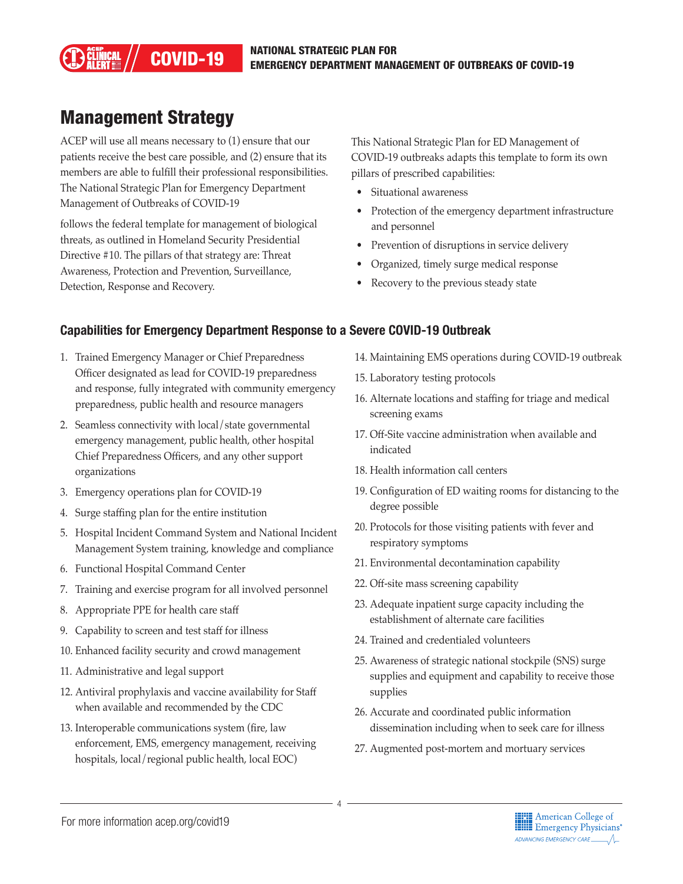# Management Strategy

ACEP will use all means necessary to (1) ensure that our patients receive the best care possible, and (2) ensure that its members are able to fulfill their professional responsibilities. The National Strategic Plan for Emergency Department Management of Outbreaks of COVID-19

follows the federal template for management of biological threats, as outlined in Homeland Security Presidential Directive #10. The pillars of that strategy are: Threat Awareness, Protection and Prevention, Surveillance, Detection, Response and Recovery.

This National Strategic Plan for ED Management of COVID-19 outbreaks adapts this template to form its own pillars of prescribed capabilities:

- Situational awareness
- Protection of the emergency department infrastructure and personnel
- Prevention of disruptions in service delivery
- Organized, timely surge medical response
- Recovery to the previous steady state

### Capabilities for Emergency Department Response to a Severe COVID-19 Outbreak

1. Trained Emergency Manager or Chief Preparedness Officer designated as lead for COVID-19 preparedness and response, fully integrated with community emergency preparedness, public health and resource managers
2. Seamless connectivity with local/state governmental emergency management, public health, other hospital Chief Preparedness Officers, and any other support organizations
3. Emergency operations plan for COVID-19
4. Surge staffing plan for the entire institution
5. Hospital Incident Command System and National Incident Management System training, knowledge and compliance
6. Functional Hospital Command Center
7. Training and exercise program for all involved personnel
8. Appropriate PPE for health care staff
9. Capability to screen and test staff for illness
10. Enhanced facility security and crowd management
11. Administrative and legal support
12. Antiviral prophylaxis and vaccine availability for Staff when available and recommended by the CDC
13. Interoperable communications system (fire, law enforcement, EMS, emergency management, receiving hospitals, local/regional public health, local EOC)
14. Maintaining EMS operations during COVID-19 outbreak
15. Laboratory testing protocols
16. Alternate locations and staffing for triage and medical screening exams
17. Off-Site vaccine administration when available and indicated
18. Health information call centers
19. Configuration of ED waiting rooms for distancing to the degree possible
20. Protocols for those visiting patients with fever and respiratory symptoms
21. Environmental decontamination capability
22. Off-site mass screening capability
23. Adequate inpatient surge capacity including the establishment of alternate care facilities
24. Trained and credentialed volunteers
25. Awareness of strategic national stockpile (SNS) surge supplies and equipment and capability to receive those supplies
26. Accurate and coordinated public information dissemination including when to seek care for illness
27. Augmented post-mortem and mortuary services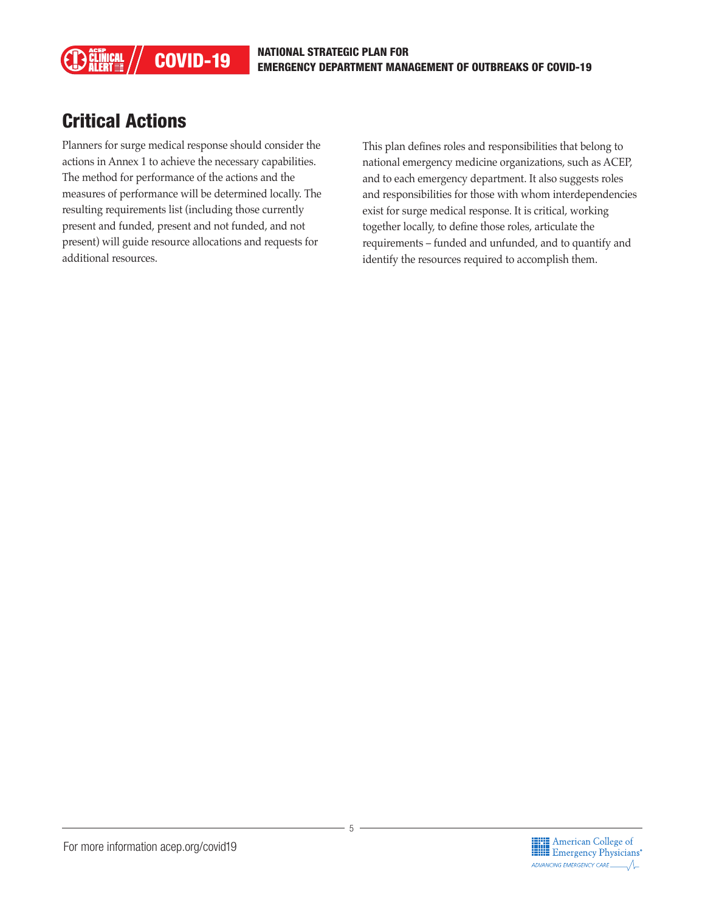## Critical Actions

Planners for surge medical response should consider the actions in Annex 1 to achieve the necessary capabilities. The method for performance of the actions and the measures of performance will be determined locally. The resulting requirements list (including those currently present and funded, present and not funded, and not present) will guide resource allocations and requests for additional resources.

This plan defines roles and responsibilities that belong to national emergency medicine organizations, such as ACEP, and to each emergency department. It also suggests roles and responsibilities for those with whom interdependencies exist for surge medical response. It is critical, working together locally, to define those roles, articulate the requirements – funded and unfunded, and to quantify and identify the resources required to accomplish them.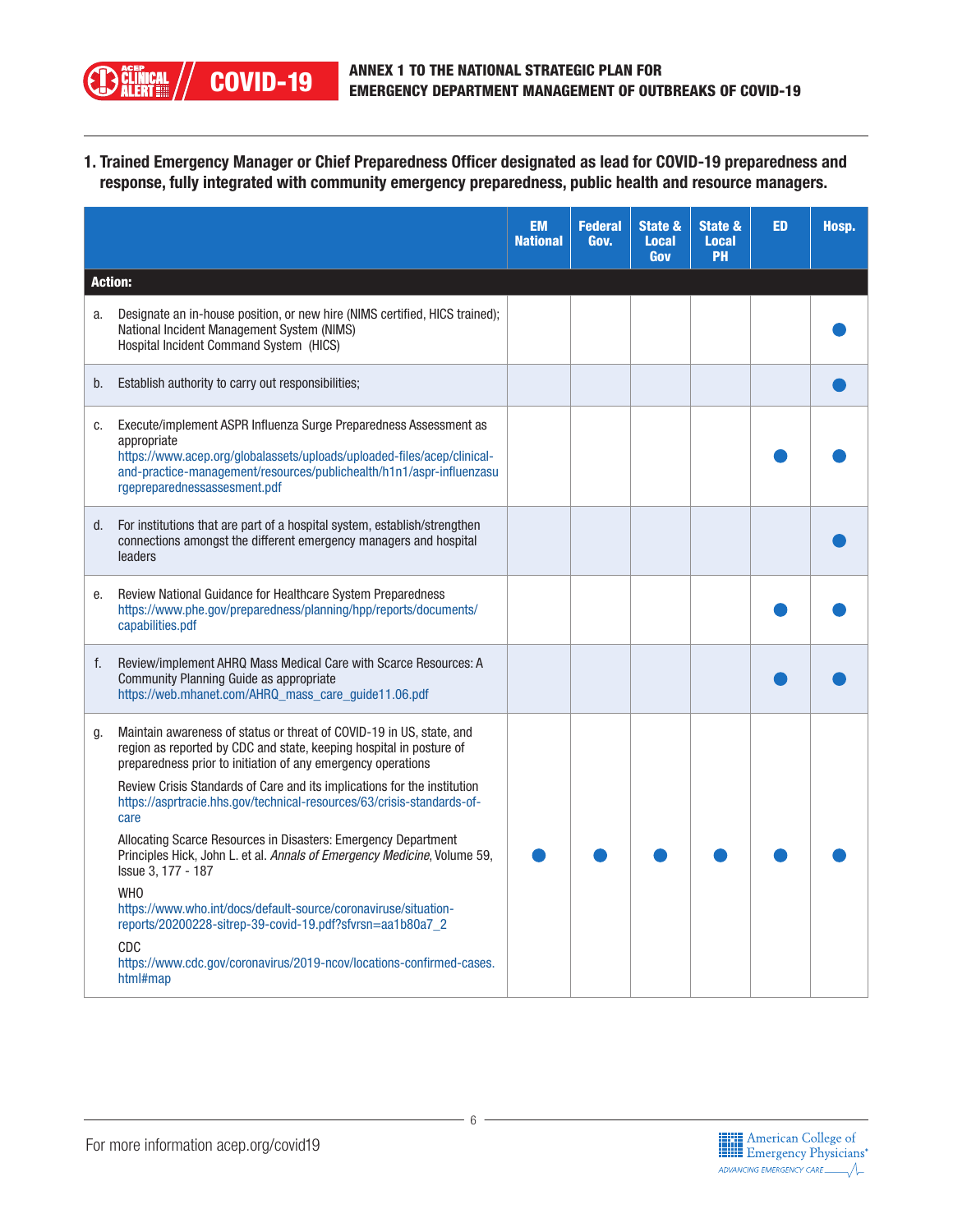## 1. Trained Emergency Manager or Chief Preparedness Officer designated as lead for COVID-19 preparedness and response, fully integrated with community emergency preparedness, public health and resource managers.

| | EM National | Federal Gov. | State & Local Gov | State & Local PH | ED | Hosp. |
|---|---|---|---|---|---|---|
| **Action:** | | | | | | |
| a. Designate an in-house position, or new hire (NIMS certified, HICS trained); National Incident Management System (NIMS) Hospital Incident Command System (HICS) | | | | | | ● |
| b. Establish authority to carry out responsibilities; | | | | | | ● |
| c. Execute/implement ASPR Influenza Surge Preparedness Assessment as appropriate https://www.acep.org/globalassets/uploads/uploaded-files/acep/clinical-and-practice-management/resources/publichealth/h1n1/aspr-influenzasurgepreparednessassesment.pdf | | | | | ● | ● |
| d. For institutions that are part of a hospital system, establish/strengthen connections amongst the different emergency managers and hospital leaders | | | | | | ● |
| e. Review National Guidance for Healthcare System Preparedness https://www.phe.gov/preparedness/planning/hpp/reports/documents/capabilities.pdf | | | | | ● | ● |
| f. Review/implement AHRQ Mass Medical Care with Scarce Resources: A Community Planning Guide as appropriate https://web.mhanet.com/AHRQ_mass_care_guide11.06.pdf | | | | | ● | ● |
| g. Maintain awareness of status or threat of COVID-19 in US, state, and region as reported by CDC and state, keeping hospital in posture of preparedness prior to initiation of any emergency operations<br><br>Review Crisis Standards of Care and its implications for the institution https://asprtracie.hhs.gov/technical-resources/63/crisis-standards-of-care<br><br>Allocating Scarce Resources in Disasters: Emergency Department Principles Hick, John L. et al. *Annals of Emergency Medicine*, Volume 59, Issue 3, 177 - 187<br><br>WHO https://www.who.int/docs/default-source/coronaviruse/situation-reports/20200228-sitrep-39-covid-19.pdf?sfvrsn=aa1b80a7_2<br><br>CDC https://www.cdc.gov/coronavirus/2019-ncov/locations-confirmed-cases.html#map | ● | ● | ● | ● | ● | ● |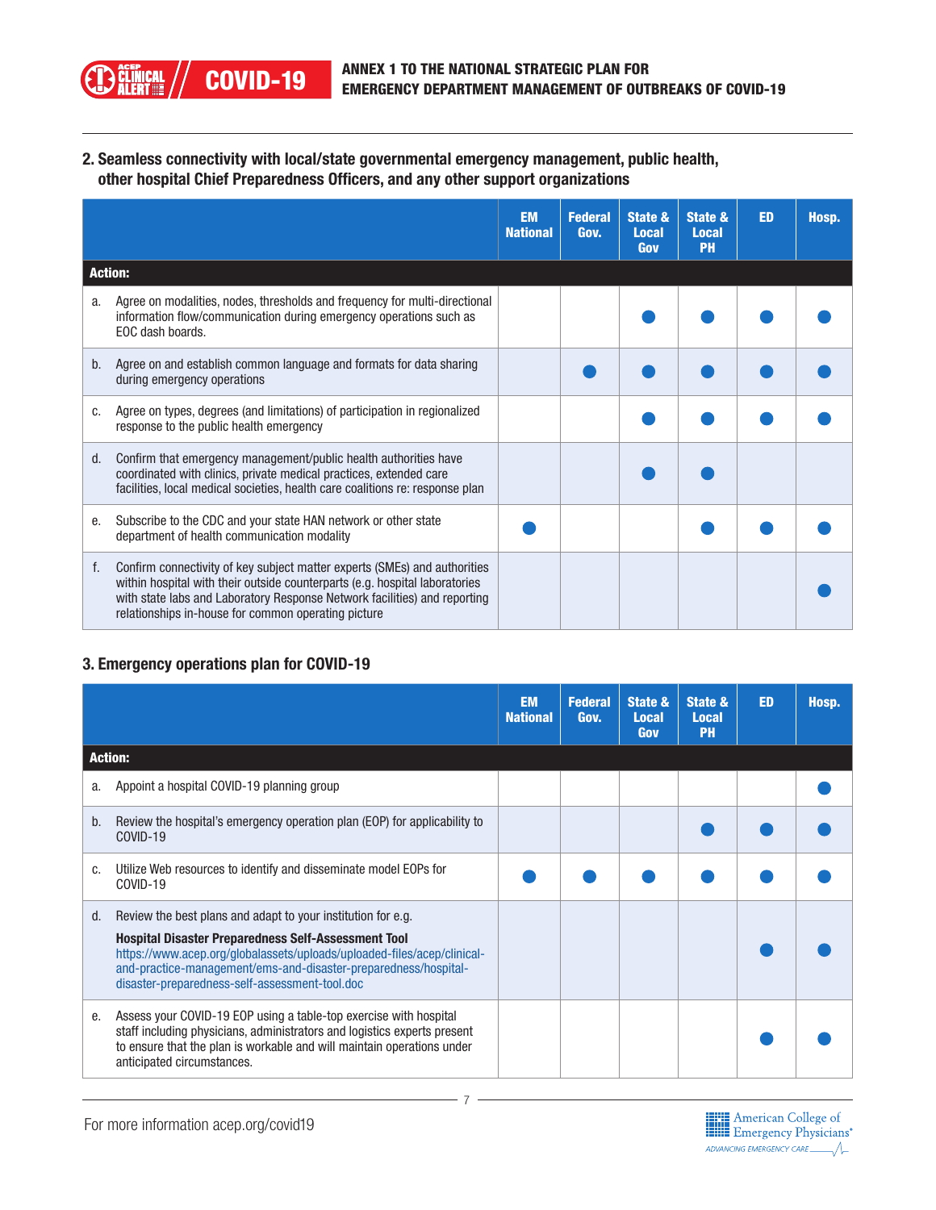## 2. Seamless connectivity with local/state governmental emergency management, public health, other hospital Chief Preparedness Officers, and any other support organizations

| Action: | EM National | Federal Gov. | State & Local Gov | State & Local PH | ED | Hosp. |
|---|---|---|---|---|---|---|
| a. Agree on modalities, nodes, thresholds and frequency for multi-directional information flow/communication during emergency operations such as EOC dash boards. | | | ● | ● | ● | ● |
| b. Agree on and establish common language and formats for data sharing during emergency operations | | ● | ● | ● | ● | ● |
| c. Agree on types, degrees (and limitations) of participation in regionalized response to the public health emergency | | | ● | ● | ● | ● |
| d. Confirm that emergency management/public health authorities have coordinated with clinics, private medical practices, extended care facilities, local medical societies, health care coalitions re: response plan | | | ● | ● | | |
| e. Subscribe to the CDC and your state HAN network or other state department of health communication modality | ● | | | ● | ● | ● |
| f. Confirm connectivity of key subject matter experts (SMEs) and authorities within hospital with their outside counterparts (e.g. hospital laboratories with state labs and Laboratory Response Network facilities) and reporting relationships in-house for common operating picture | | | | | | ● |

## 3. Emergency operations plan for COVID-19

| Action: | EM National | Federal Gov. | State & Local Gov | State & Local PH | ED | Hosp. |
|---|---|---|---|---|---|---|
| a. Appoint a hospital COVID-19 planning group | | | | | | ● |
| b. Review the hospital's emergency operation plan (EOP) for applicability to COVID-19 | | | | ● | ● | ● |
| c. Utilize Web resources to identify and disseminate model EOPs for COVID-19 | ● | ● | ● | ● | ● | ● |
| d. Review the best plans and adapt to your institution for e.g. **Hospital Disaster Preparedness Self-Assessment Tool** https://www.acep.org/globalassets/uploads/uploaded-files/acep/clinical-and-practice-management/ems-and-disaster-preparedness/hospital-disaster-preparedness-self-assessment-tool.doc | | | | | ● | ● |
| e. Assess your COVID-19 EOP using a table-top exercise with hospital staff including physicians, administrators and logistics experts present to ensure that the plan is workable and will maintain operations under anticipated circumstances. | | | | | ● | ● |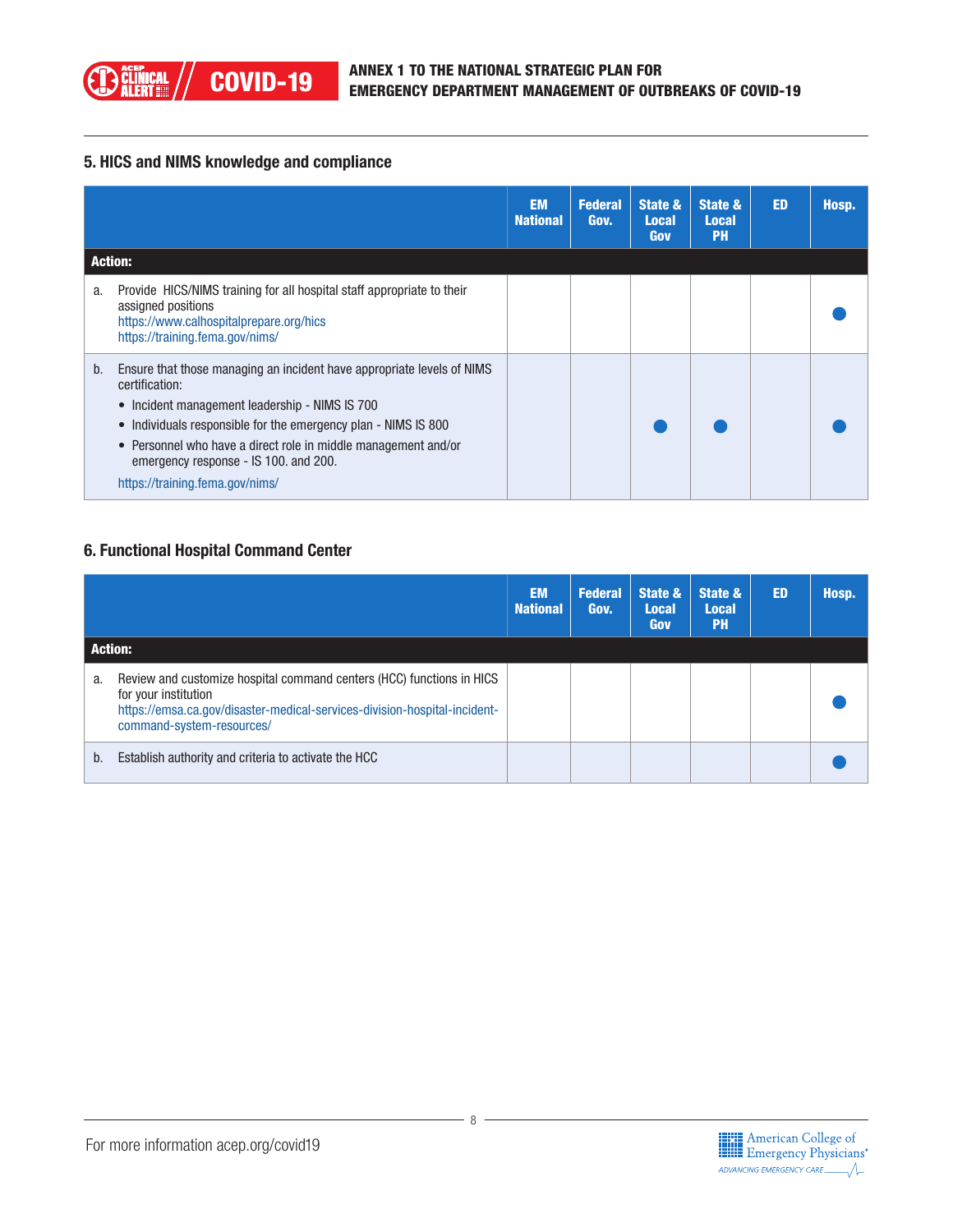## 5. HICS and NIMS knowledge and compliance

| | EM National | Federal Gov. | State & Local Gov | State & Local PH | ED | Hosp. |
|---|---|---|---|---|---|---|
| **Action:** | | | | | | |
| a. Provide HICS/NIMS training for all hospital staff appropriate to their assigned positions https://www.calhospitalprepare.org/hics https://training.fema.gov/nims/ | | | | | | ● |
| b. Ensure that those managing an incident have appropriate levels of NIMS certification: • Incident management leadership - NIMS IS 700 • Individuals responsible for the emergency plan - NIMS IS 800 • Personnel who have a direct role in middle management and/or emergency response - IS 100. and 200. https://training.fema.gov/nims/ | | | ● | ● | | ● |

## 6. Functional Hospital Command Center

| | EM National | Federal Gov. | State & Local Gov | State & Local PH | ED | Hosp. |
|---|---|---|---|---|---|---|
| **Action:** | | | | | | |
| a. Review and customize hospital command centers (HCC) functions in HICS for your institution https://emsa.ca.gov/disaster-medical-services-division-hospital-incident-command-system-resources/ | | | | | | ● |
| b. Establish authority and criteria to activate the HCC | | | | | | ● |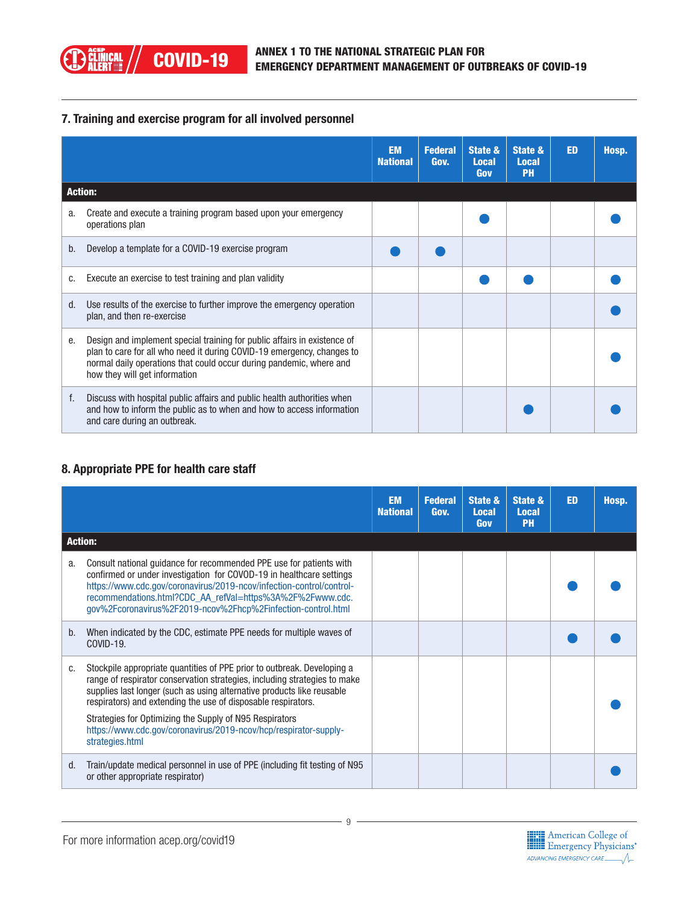## 7. Training and exercise program for all involved personnel

| Action: | EM National | Federal Gov. | State & Local Gov | State & Local PH | ED | Hosp. |
|---|---|---|---|---|---|---|
| a. Create and execute a training program based upon your emergency operations plan | | | ● | | | ● |
| b. Develop a template for a COVID-19 exercise program | ● | ● | | | | |
| c. Execute an exercise to test training and plan validity | | | ● | ● | | ● |
| d. Use results of the exercise to further improve the emergency operation plan, and then re-exercise | | | | | | ● |
| e. Design and implement special training for public affairs in existence of plan to care for all who need it during COVID-19 emergency, changes to normal daily operations that could occur during pandemic, where and how they will get information | | | | | | ● |
| f. Discuss with hospital public affairs and public health authorities when and how to inform the public as to when and how to access information and care during an outbreak. | | | | ● | | ● |

## 8. Appropriate PPE for health care staff

| Action: | EM National | Federal Gov. | State & Local Gov | State & Local PH | ED | Hosp. |
|---|---|---|---|---|---|---|
| a. Consult national guidance for recommended PPE use for patients with confirmed or under investigation for COVOD-19 in healthcare settings https://www.cdc.gov/coronavirus/2019-ncov/infection-control/control-recommendations.html?CDC_AA_refVal=https%3A%2F%2Fwww.cdc.gov%2Fcoronavirus%2F2019-ncov%2Fhcp%2Finfection-control.html | | | | | ● | ● |
| b. When indicated by the CDC, estimate PPE needs for multiple waves of COVID-19. | | | | | ● | ● |
| c. Stockpile appropriate quantities of PPE prior to outbreak. Developing a range of respirator conservation strategies, including strategies to make supplies last longer (such as using alternative products like reusable respirators) and extending the use of disposable respirators. Strategies for Optimizing the Supply of N95 Respirators https://www.cdc.gov/coronavirus/2019-ncov/hcp/respirator-supply-strategies.html | | | | | | ● |
| d. Train/update medical personnel in use of PPE (including fit testing of N95 or other appropriate respirator) | | | | | | ● |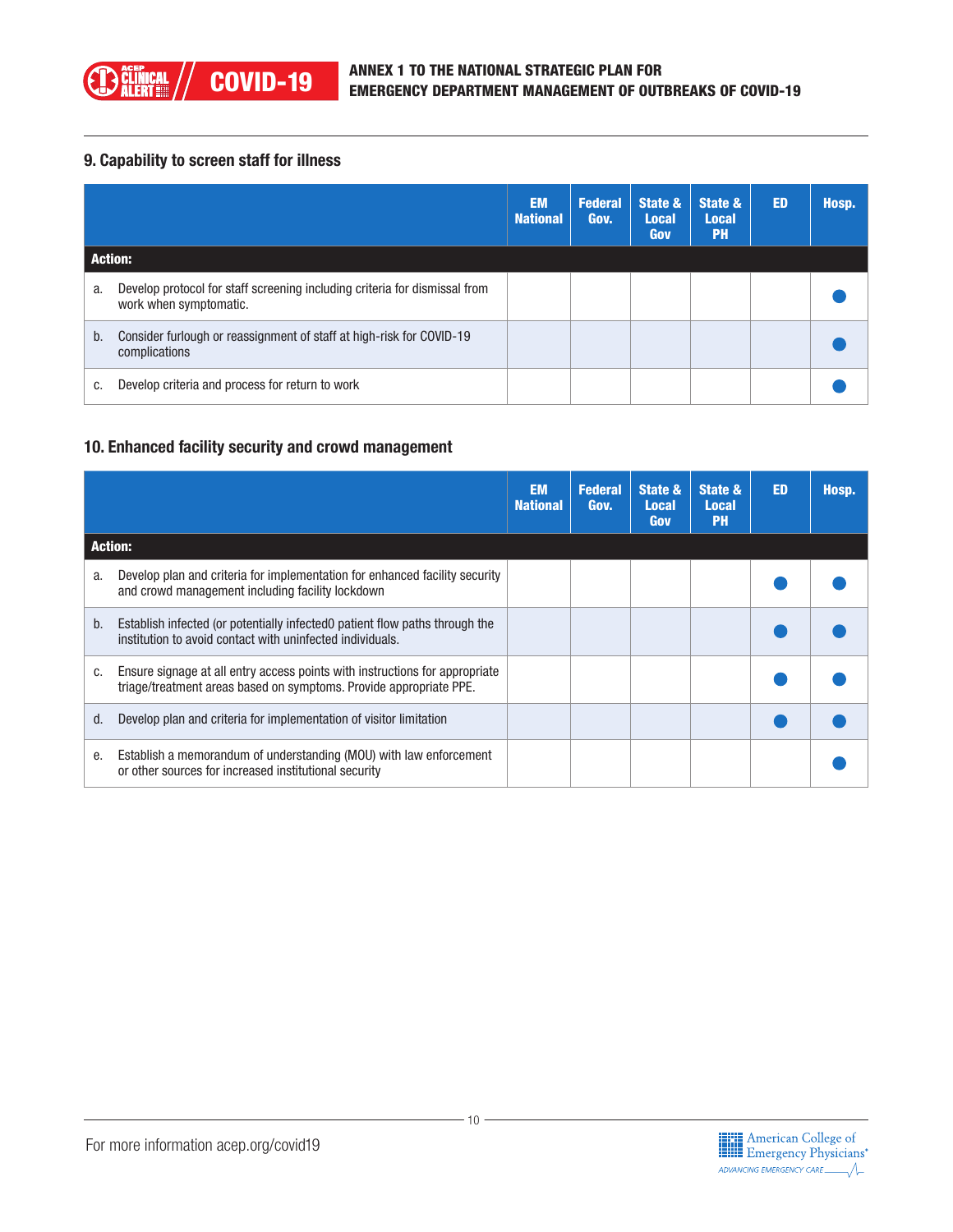## 9. Capability to screen staff for illness

| Action: | EM National | Federal Gov. | State & Local Gov | State & Local PH | ED | Hosp. |
|---|---|---|---|---|---|---|
| a. Develop protocol for staff screening including criteria for dismissal from work when symptomatic. | | | | | | ● |
| b. Consider furlough or reassignment of staff at high-risk for COVID-19 complications | | | | | | ● |
| c. Develop criteria and process for return to work | | | | | | ● |

## 10. Enhanced facility security and crowd management

| Action: | EM National | Federal Gov. | State & Local Gov | State & Local PH | ED | Hosp. |
|---|---|---|---|---|---|---|
| a. Develop plan and criteria for implementation for enhanced facility security and crowd management including facility lockdown | | | | | ● | ● |
| b. Establish infected (or potentially infected0 patient flow paths through the institution to avoid contact with uninfected individuals. | | | | | ● | ● |
| c. Ensure signage at all entry access points with instructions for appropriate triage/treatment areas based on symptoms. Provide appropriate PPE. | | | | | ● | ● |
| d. Develop plan and criteria for implementation of visitor limitation | | | | | ● | ● |
| e. Establish a memorandum of understanding (MOU) with law enforcement or other sources for increased institutional security | | | | | | ● |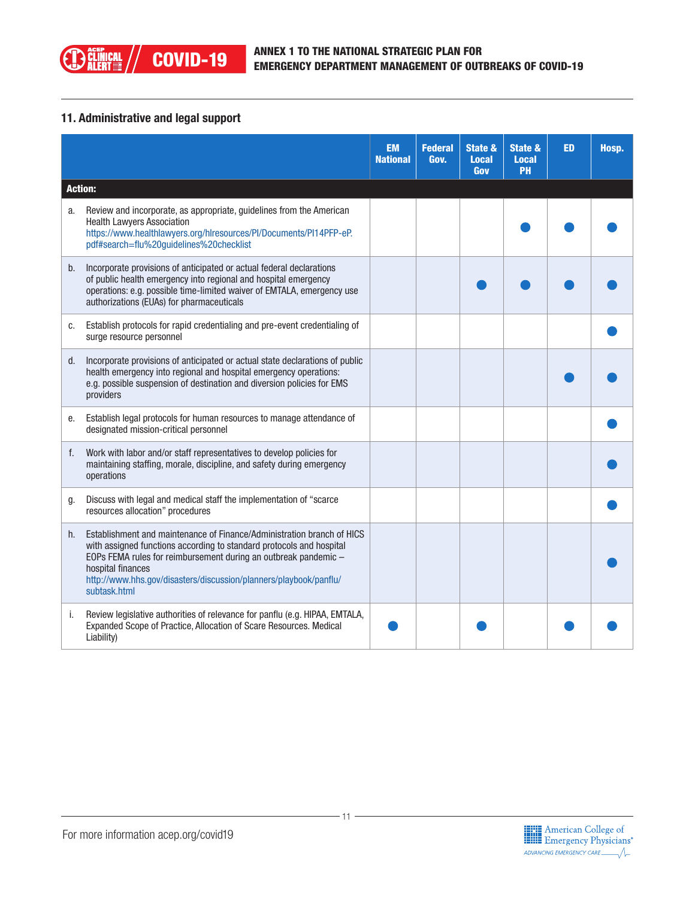## 11. Administrative and legal support

| | EM National | Federal Gov. | State & Local Gov | State & Local PH | ED | Hosp. |
|---|---|---|---|---|---|---|
| **Action:** | | | | | | |
| a. Review and incorporate, as appropriate, guidelines from the American Health Lawyers Association https://www.healthlawyers.org/hlresources/PI/Documents/PI14PFP-eP.pdf#search=flu%20guidelines%20checklist | | | | ● | ● | ● |
| b. Incorporate provisions of anticipated or actual federal declarations of public health emergency into regional and hospital emergency operations: e.g. possible time-limited waiver of EMTALA, emergency use authorizations (EUAs) for pharmaceuticals | | | ● | ● | ● | ● |
| c. Establish protocols for rapid credentialing and pre-event credentialing of surge resource personnel | | | | | | ● |
| d. Incorporate provisions of anticipated or actual state declarations of public health emergency into regional and hospital emergency operations: e.g. possible suspension of destination and diversion policies for EMS providers | | | | | ● | ● |
| e. Establish legal protocols for human resources to manage attendance of designated mission-critical personnel | | | | | | ● |
| f. Work with labor and/or staff representatives to develop policies for maintaining staffing, morale, discipline, and safety during emergency operations | | | | | | ● |
| g. Discuss with legal and medical staff the implementation of "scarce resources allocation" procedures | | | | | | ● |
| h. Establishment and maintenance of Finance/Administration branch of HICS with assigned functions according to standard protocols and hospital EOPs FEMA rules for reimbursement during an outbreak pandemic – hospital finances http://www.hhs.gov/disasters/discussion/planners/playbook/panflu/subtask.html | | | | | | ● |
| i. Review legislative authorities of relevance for panflu (e.g. HIPAA, EMTALA, Expanded Scope of Practice, Allocation of Scare Resources. Medical Liability) | ● | | ● | | ● | ● |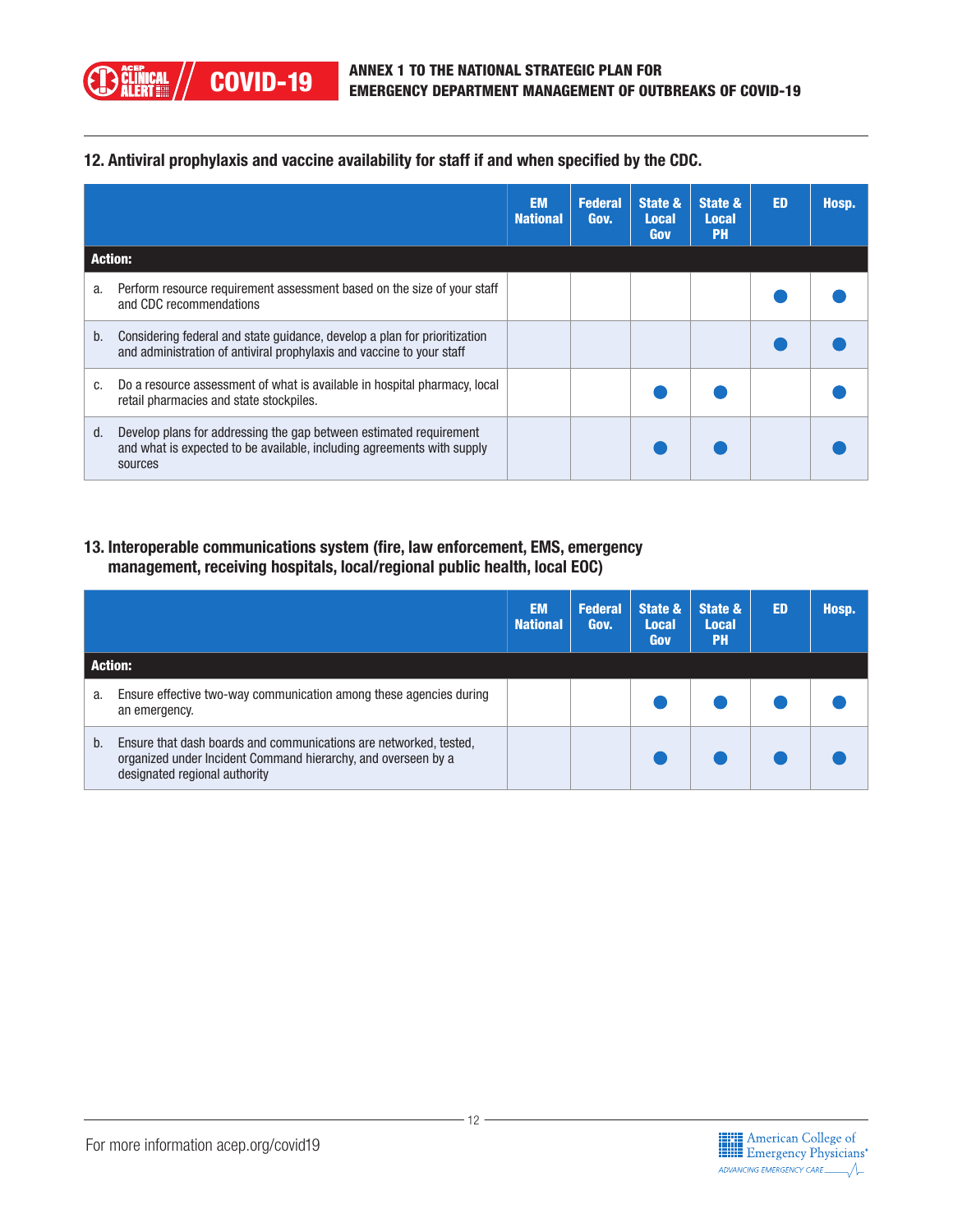## 12. Antiviral prophylaxis and vaccine availability for staff if and when specified by the CDC.

| Action: | EM National | Federal Gov. | State & Local Gov | State & Local PH | ED | Hosp. |
|---|---|---|---|---|---|---|
| a. Perform resource requirement assessment based on the size of your staff and CDC recommendations | | | | | ● | ● |
| b. Considering federal and state guidance, develop a plan for prioritization and administration of antiviral prophylaxis and vaccine to your staff | | | | | ● | ● |
| c. Do a resource assessment of what is available in hospital pharmacy, local retail pharmacies and state stockpiles. | | | ● | ● | | ● |
| d. Develop plans for addressing the gap between estimated requirement and what is expected to be available, including agreements with supply sources | | | ● | ● | | ● |

## 13. Interoperable communications system (fire, law enforcement, EMS, emergency management, receiving hospitals, local/regional public health, local EOC)

| Action: | EM National | Federal Gov. | State & Local Gov | State & Local PH | ED | Hosp. |
|---|---|---|---|---|---|---|
| a. Ensure effective two-way communication among these agencies during an emergency. | | | ● | ● | ● | ● |
| b. Ensure that dash boards and communications are networked, tested, organized under Incident Command hierarchy, and overseen by a designated regional authority | | | ● | ● | ● | ● |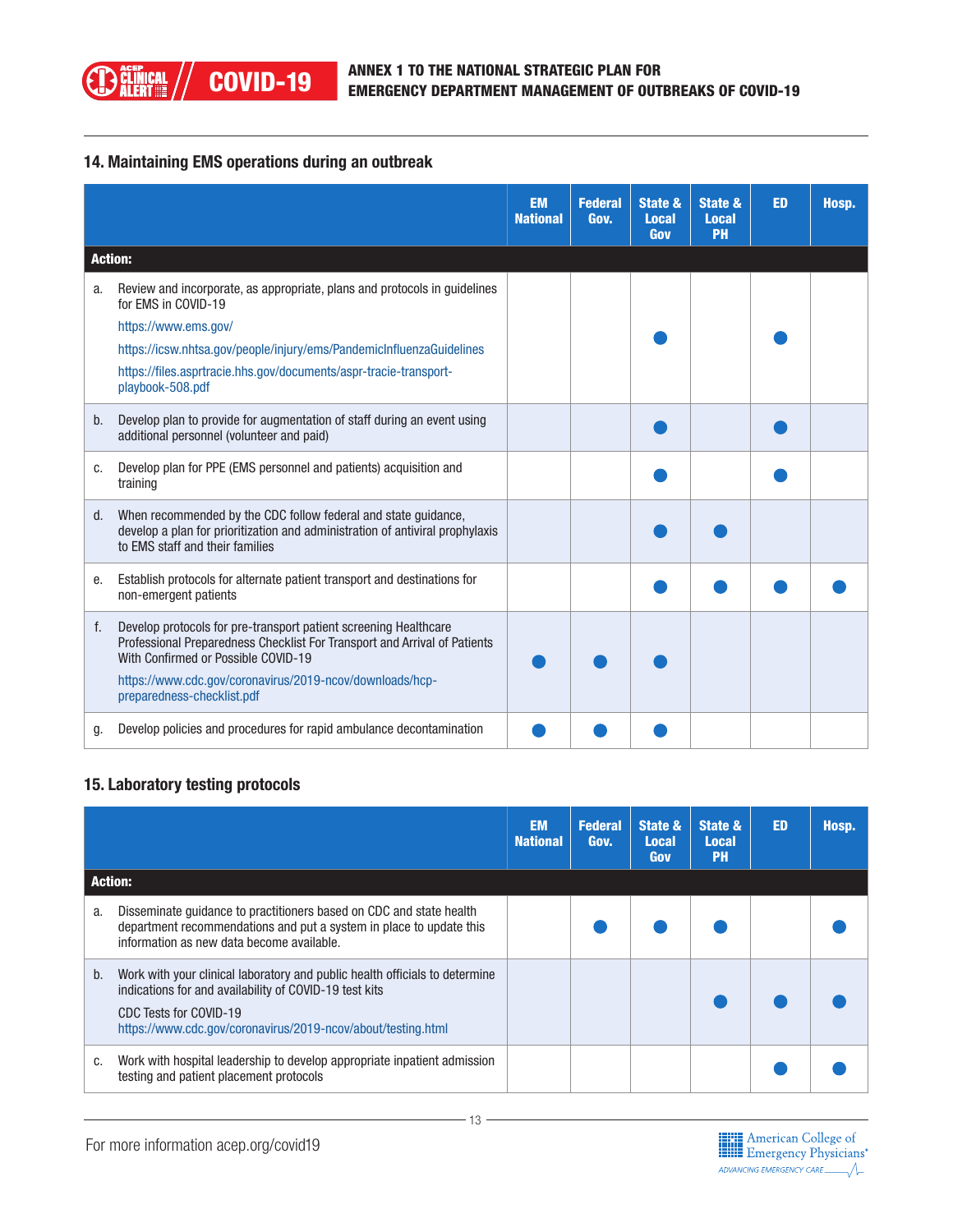## 14. Maintaining EMS operations during an outbreak

| Action: | EM National | Federal Gov. | State & Local Gov | State & Local PH | ED | Hosp. |
|---|---|---|---|---|---|---|
| a. Review and incorporate, as appropriate, plans and protocols in guidelines for EMS in COVID-19<br>https://www.ems.gov/<br>https://icsw.nhtsa.gov/people/injury/ems/PandemicInfluenzaGuidelines<br>https://files.asprtracie.hhs.gov/documents/aspr-tracie-transport-playbook-508.pdf | | | ● | | ● | |
| b. Develop plan to provide for augmentation of staff during an event using additional personnel (volunteer and paid) | | | ● | | ● | |
| c. Develop plan for PPE (EMS personnel and patients) acquisition and training | | | ● | | ● | |
| d. When recommended by the CDC follow federal and state guidance, develop a plan for prioritization and administration of antiviral prophylaxis to EMS staff and their families | | | ● | ● | | |
| e. Establish protocols for alternate patient transport and destinations for non-emergent patients | | | ● | ● | ● | ● |
| f. Develop protocols for pre-transport patient screening Healthcare Professional Preparedness Checklist For Transport and Arrival of Patients With Confirmed or Possible COVID-19<br>https://www.cdc.gov/coronavirus/2019-ncov/downloads/hcp-preparedness-checklist.pdf | ● | ● | ● | | | |
| g. Develop policies and procedures for rapid ambulance decontamination | ● | ● | ● | | | |

## 15. Laboratory testing protocols

| Action: | EM National | Federal Gov. | State & Local Gov | State & Local PH | ED | Hosp. |
|---|---|---|---|---|---|---|
| a. Disseminate guidance to practitioners based on CDC and state health department recommendations and put a system in place to update this information as new data become available. | | ● | ● | ● | | ● |
| b. Work with your clinical laboratory and public health officials to determine indications for and availability of COVID-19 test kits<br>CDC Tests for COVID-19<br>https://www.cdc.gov/coronavirus/2019-ncov/about/testing.html | | | | ● | ● | ● |
| c. Work with hospital leadership to develop appropriate inpatient admission testing and patient placement protocols | | | | | ● | ● |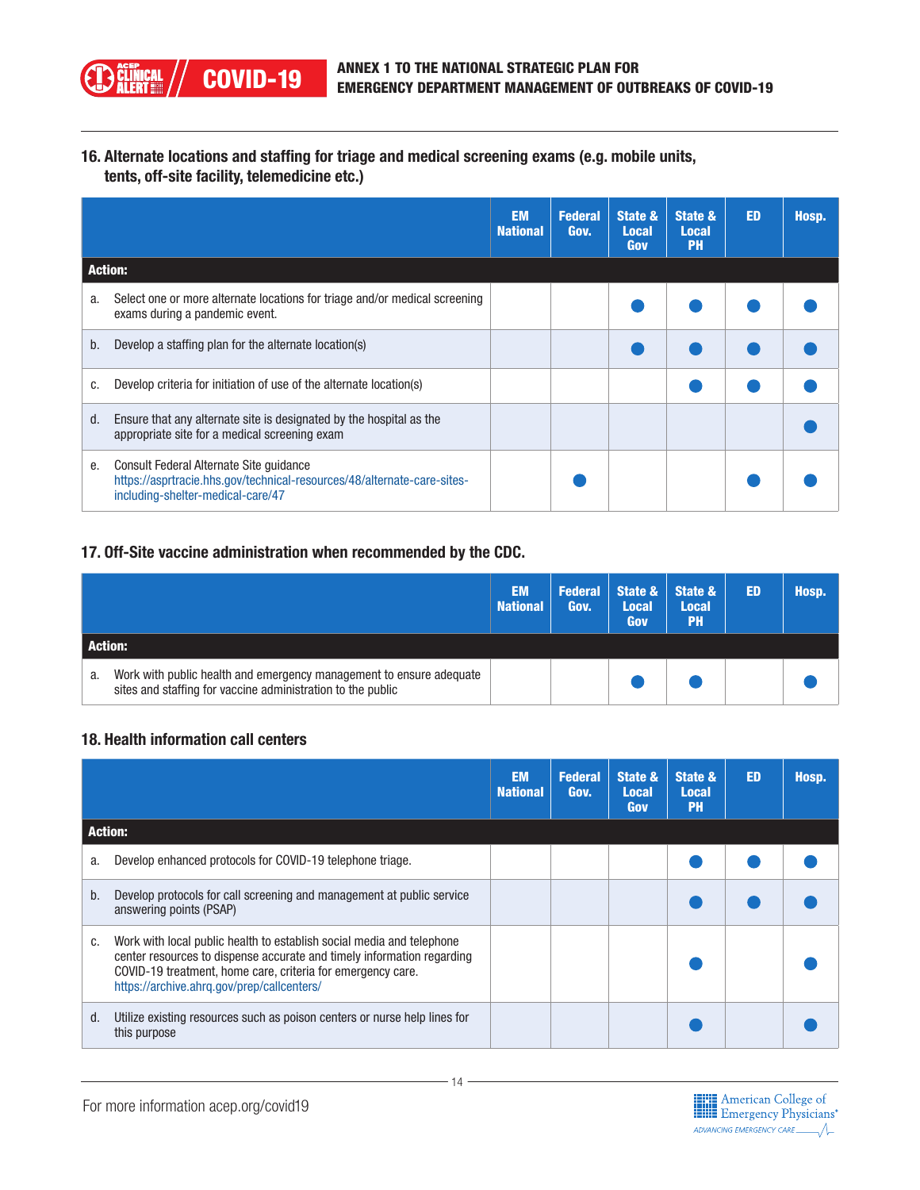## 16. Alternate locations and staffing for triage and medical screening exams (e.g. mobile units, tents, off-site facility, telemedicine etc.)

| Action: | EM National | Federal Gov. | State & Local Gov | State & Local PH | ED | Hosp. |
|---|---|---|---|---|---|---|
| a. Select one or more alternate locations for triage and/or medical screening exams during a pandemic event. | | | ● | ● | ● | ● |
| b. Develop a staffing plan for the alternate location(s) | | | ● | ● | ● | ● |
| c. Develop criteria for initiation of use of the alternate location(s) | | | | ● | ● | ● |
| d. Ensure that any alternate site is designated by the hospital as the appropriate site for a medical screening exam | | | | | | ● |
| e. Consult Federal Alternate Site guidance https://asprtracie.hhs.gov/technical-resources/48/alternate-care-sites-including-shelter-medical-care/47 | | ● | | | ● | ● |

## 17. Off-Site vaccine administration when recommended by the CDC.

| Action: | EM National | Federal Gov. | State & Local Gov | State & Local PH | ED | Hosp. |
|---|---|---|---|---|---|---|
| a. Work with public health and emergency management to ensure adequate sites and staffing for vaccine administration to the public | | | ● | ● | | ● |

## 18. Health information call centers

| Action: | EM National | Federal Gov. | State & Local Gov | State & Local PH | ED | Hosp. |
|---|---|---|---|---|---|---|
| a. Develop enhanced protocols for COVID-19 telephone triage. | | | | ● | ● | ● |
| b. Develop protocols for call screening and management at public service answering points (PSAP) | | | | ● | ● | ● |
| c. Work with local public health to establish social media and telephone center resources to dispense accurate and timely information regarding COVID-19 treatment, home care, criteria for emergency care. https://archive.ahrq.gov/prep/callcenters/ | | | | ● | | ● |
| d. Utilize existing resources such as poison centers or nurse help lines for this purpose | | | | ● | | ● |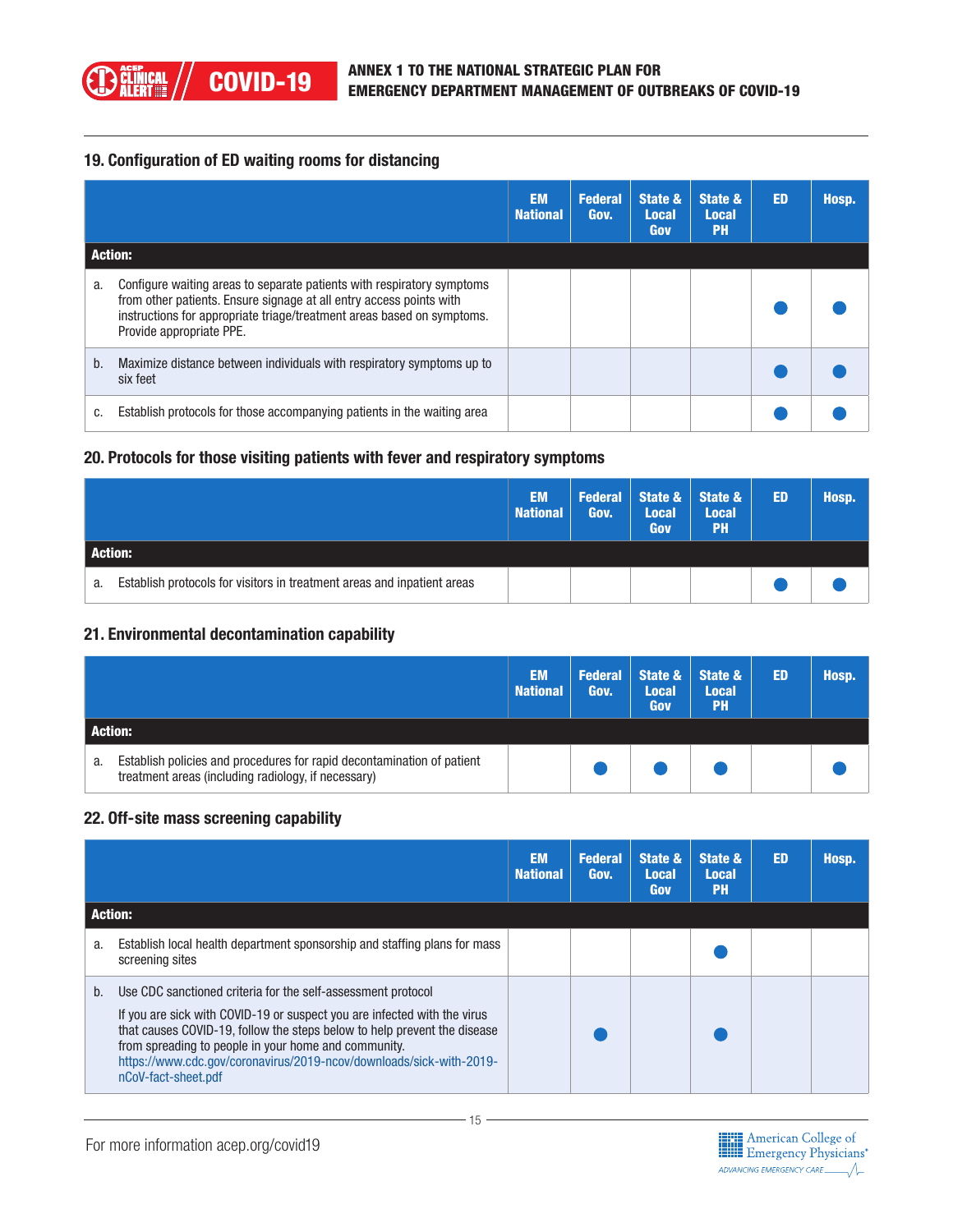## 19. Configuration of ED waiting rooms for distancing

| Action: | EM National | Federal Gov. | State & Local Gov | State & Local PH | ED | Hosp. |
|---|---|---|---|---|---|---|
| a. Configure waiting areas to separate patients with respiratory symptoms from other patients. Ensure signage at all entry access points with instructions for appropriate triage/treatment areas based on symptoms. Provide appropriate PPE. | | | | | ● | ● |
| b. Maximize distance between individuals with respiratory symptoms up to six feet | | | | | ● | ● |
| c. Establish protocols for those accompanying patients in the waiting area | | | | | ● | ● |

## 20. Protocols for those visiting patients with fever and respiratory symptoms

| Action: | EM National | Federal Gov. | State & Local Gov | State & Local PH | ED | Hosp. |
|---|---|---|---|---|---|---|
| a. Establish protocols for visitors in treatment areas and inpatient areas | | | | | ● | ● |

## 21. Environmental decontamination capability

| Action: | EM National | Federal Gov. | State & Local Gov | State & Local PH | ED | Hosp. |
|---|---|---|---|---|---|---|
| a. Establish policies and procedures for rapid decontamination of patient treatment areas (including radiology, if necessary) | | ● | ● | ● | | ● |

## 22. Off-site mass screening capability

| Action: | EM National | Federal Gov. | State & Local Gov | State & Local PH | ED | Hosp. |
|---|---|---|---|---|---|---|
| a. Establish local health department sponsorship and staffing plans for mass screening sites | | | | ● | | |
| b. Use CDC sanctioned criteria for the self-assessment protocol<br>If you are sick with COVID-19 or suspect you are infected with the virus that causes COVID-19, follow the steps below to help prevent the disease from spreading to people in your home and community. https://www.cdc.gov/coronavirus/2019-ncov/downloads/sick-with-2019-nCoV-fact-sheet.pdf | | ● | | ● | | |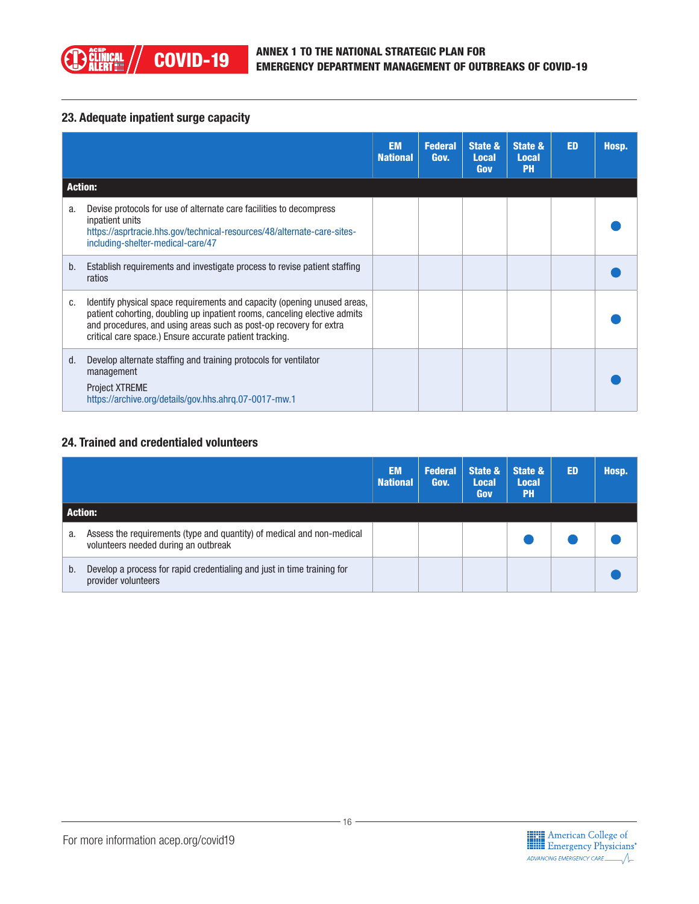### 23. Adequate inpatient surge capacity

| Action: | EM National | Federal Gov. | State & Local Gov | State & Local PH | ED | Hosp. |
|---|---|---|---|---|---|---|
| a. Devise protocols for use of alternate care facilities to decompress inpatient units https://asprtracie.hhs.gov/technical-resources/48/alternate-care-sites-including-shelter-medical-care/47 | | | | | | ● |
| b. Establish requirements and investigate process to revise patient staffing ratios | | | | | | ● |
| c. Identify physical space requirements and capacity (opening unused areas, patient cohorting, doubling up inpatient rooms, canceling elective admits and procedures, and using areas such as post-op recovery for extra critical care space.) Ensure accurate patient tracking. | | | | | | ● |
| d. Develop alternate staffing and training protocols for ventilator management<br>Project XTREME<br>https://archive.org/details/gov.hhs.ahrq.07-0017-mw.1 | | | | | | ● |

### 24. Trained and credentialed volunteers

| Action: | EM National | Federal Gov. | State & Local Gov | State & Local PH | ED | Hosp. |
|---|---|---|---|---|---|---|
| a. Assess the requirements (type and quantity) of medical and non-medical volunteers needed during an outbreak | | | | ● | ● | ● |
| b. Develop a process for rapid credentialing and just in time training for provider volunteers | | | | | | ● |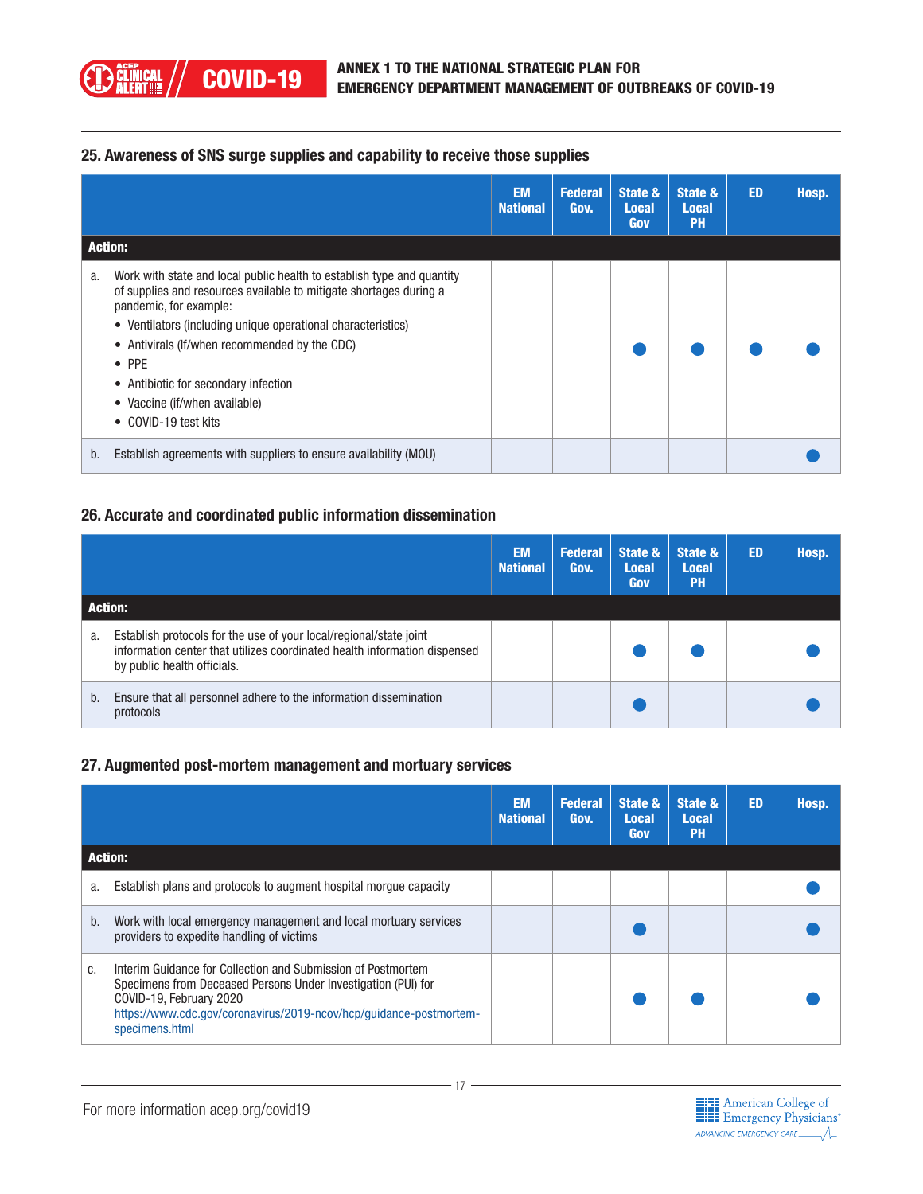## 25. Awareness of SNS surge supplies and capability to receive those supplies

| Action: | EM National | Federal Gov. | State & Local Gov | State & Local PH | ED | Hosp. |
|---|---|---|---|---|---|---|
| a. Work with state and local public health to establish type and quantity of supplies and resources available to mitigate shortages during a pandemic, for example:<br>• Ventilators (including unique operational characteristics)<br>• Antivirals (If/when recommended by the CDC)<br>• PPE<br>• Antibiotic for secondary infection<br>• Vaccine (if/when available)<br>• COVID-19 test kits | | | ● | ● | ● | ● |
| b. Establish agreements with suppliers to ensure availability (MOU) | | | | | | ● |

## 26. Accurate and coordinated public information dissemination

| Action: | EM National | Federal Gov. | State & Local Gov | State & Local PH | ED | Hosp. |
|---|---|---|---|---|---|---|
| a. Establish protocols for the use of your local/regional/state joint information center that utilizes coordinated health information dispensed by public health officials. | | | ● | ● | | ● |
| b. Ensure that all personnel adhere to the information dissemination protocols | | | ● | | | ● |

## 27. Augmented post-mortem management and mortuary services

| Action: | EM National | Federal Gov. | State & Local Gov | State & Local PH | ED | Hosp. |
|---|---|---|---|---|---|---|
| a. Establish plans and protocols to augment hospital morgue capacity | | | | | | ● |
| b. Work with local emergency management and local mortuary services providers to expedite handling of victims | | | ● | | | ● |
| c. Interim Guidance for Collection and Submission of Postmortem Specimens from Deceased Persons Under Investigation (PUI) for COVID-19, February 2020 https://www.cdc.gov/coronavirus/2019-ncov/hcp/guidance-postmortem-specimens.html | | | ● | ● | | ● |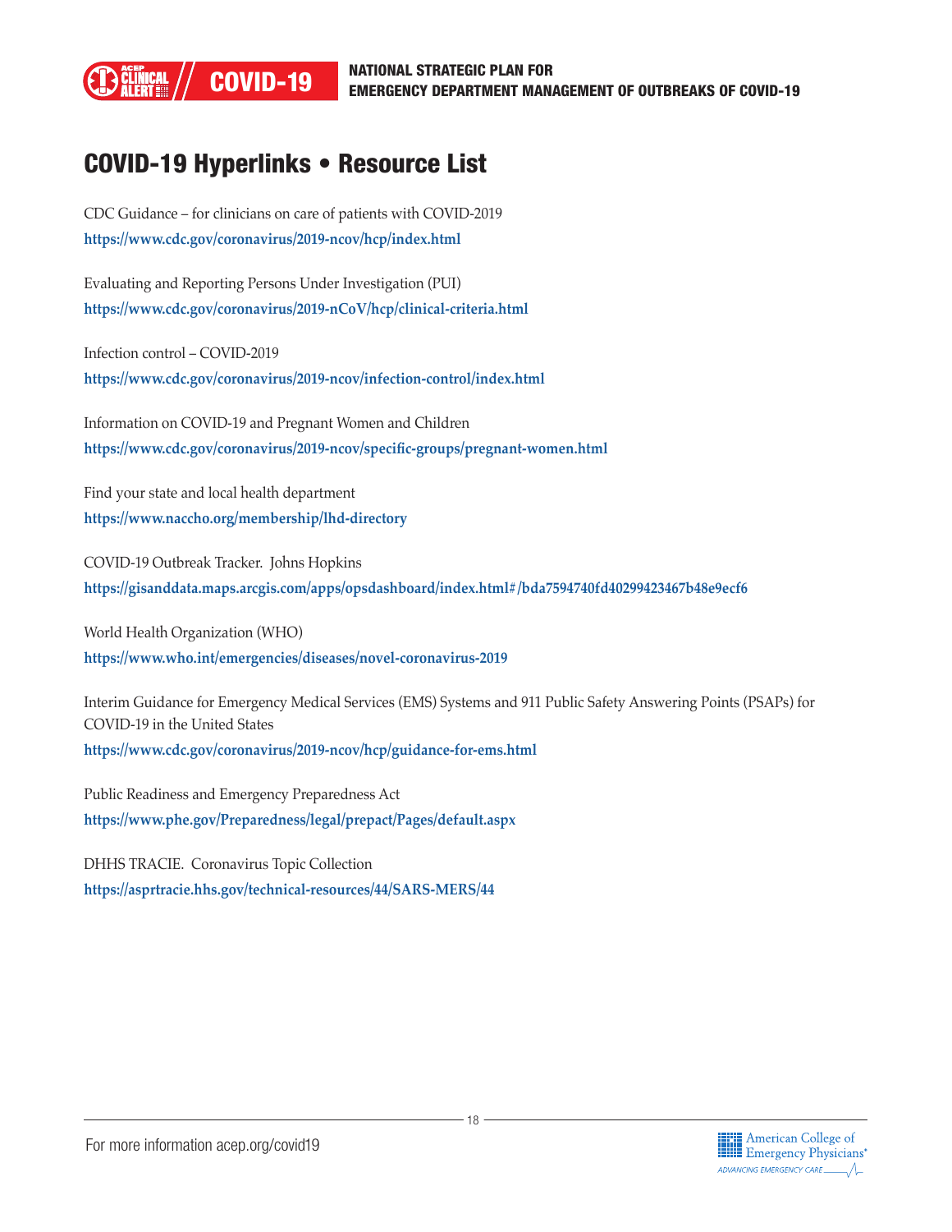## COVID-19 Hyperlinks • Resource List

CDC Guidance – for clinicians on care of patients with COVID-2019
**https://www.cdc.gov/coronavirus/2019-ncov/hcp/index.html**

Evaluating and Reporting Persons Under Investigation (PUI)
**https://www.cdc.gov/coronavirus/2019-nCoV/hcp/clinical-criteria.html**

Infection control – COVID-2019
**https://www.cdc.gov/coronavirus/2019-ncov/infection-control/index.html**

Information on COVID-19 and Pregnant Women and Children
**https://www.cdc.gov/coronavirus/2019-ncov/specific-groups/pregnant-women.html**

Find your state and local health department
**https://www.naccho.org/membership/lhd-directory**

COVID-19 Outbreak Tracker. Johns Hopkins
**https://gisanddata.maps.arcgis.com/apps/opsdashboard/index.html#/bda7594740fd40299423467b48e9ecf6**

World Health Organization (WHO)
**https://www.who.int/emergencies/diseases/novel-coronavirus-2019**

Interim Guidance for Emergency Medical Services (EMS) Systems and 911 Public Safety Answering Points (PSAPs) for COVID-19 in the United States
**https://www.cdc.gov/coronavirus/2019-ncov/hcp/guidance-for-ems.html**

Public Readiness and Emergency Preparedness Act
**https://www.phe.gov/Preparedness/legal/prepact/Pages/default.aspx**

DHHS TRACIE. Coronavirus Topic Collection
**https://asprtracie.hhs.gov/technical-resources/44/SARS-MERS/44**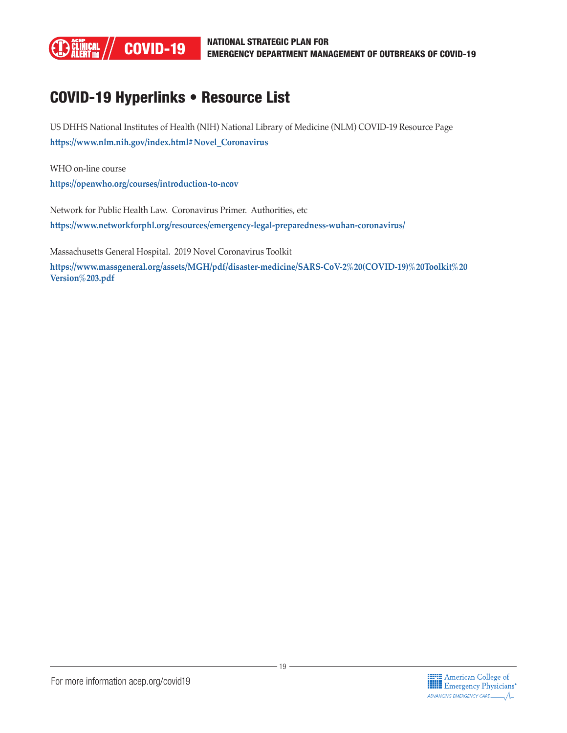## COVID-19 Hyperlinks • Resource List

US DHHS National Institutes of Health (NIH) National Library of Medicine (NLM) COVID-19 Resource Page
**https://www.nlm.nih.gov/index.html#Novel_Coronavirus**

WHO on-line course
**https://openwho.org/courses/introduction-to-ncov**

Network for Public Health Law. Coronavirus Primer. Authorities, etc
**https://www.networkforphl.org/resources/emergency-legal-preparedness-wuhan-coronavirus/**

Massachusetts General Hospital. 2019 Novel Coronavirus Toolkit
**https://www.massgeneral.org/assets/MGH/pdf/disaster-medicine/SARS-CoV-2%20(COVID-19)%20Toolkit%20Version%203.pdf**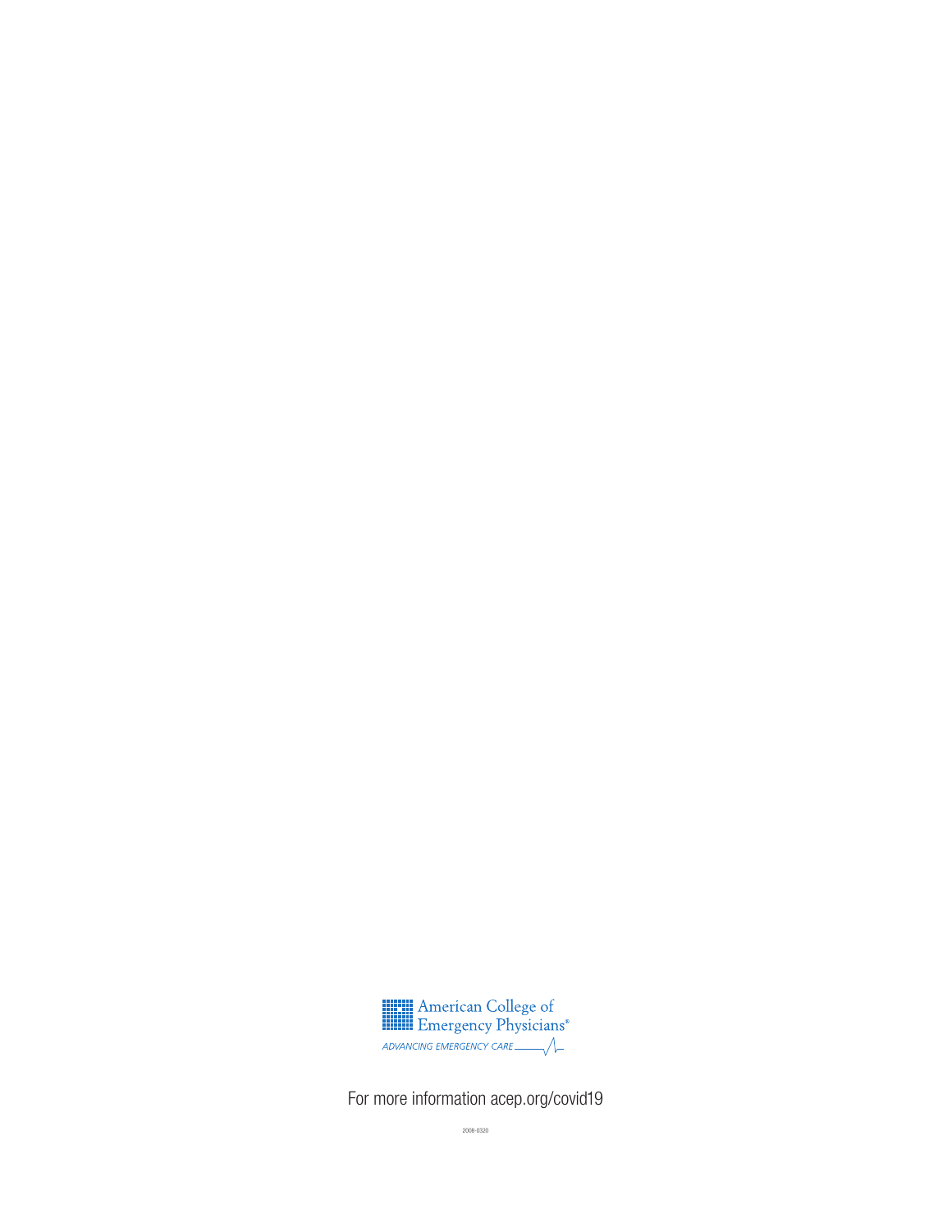American College of Emergency Physicians®

ADVANCING EMERGENCY CARE

For more information acep.org/covid19

2008-0320